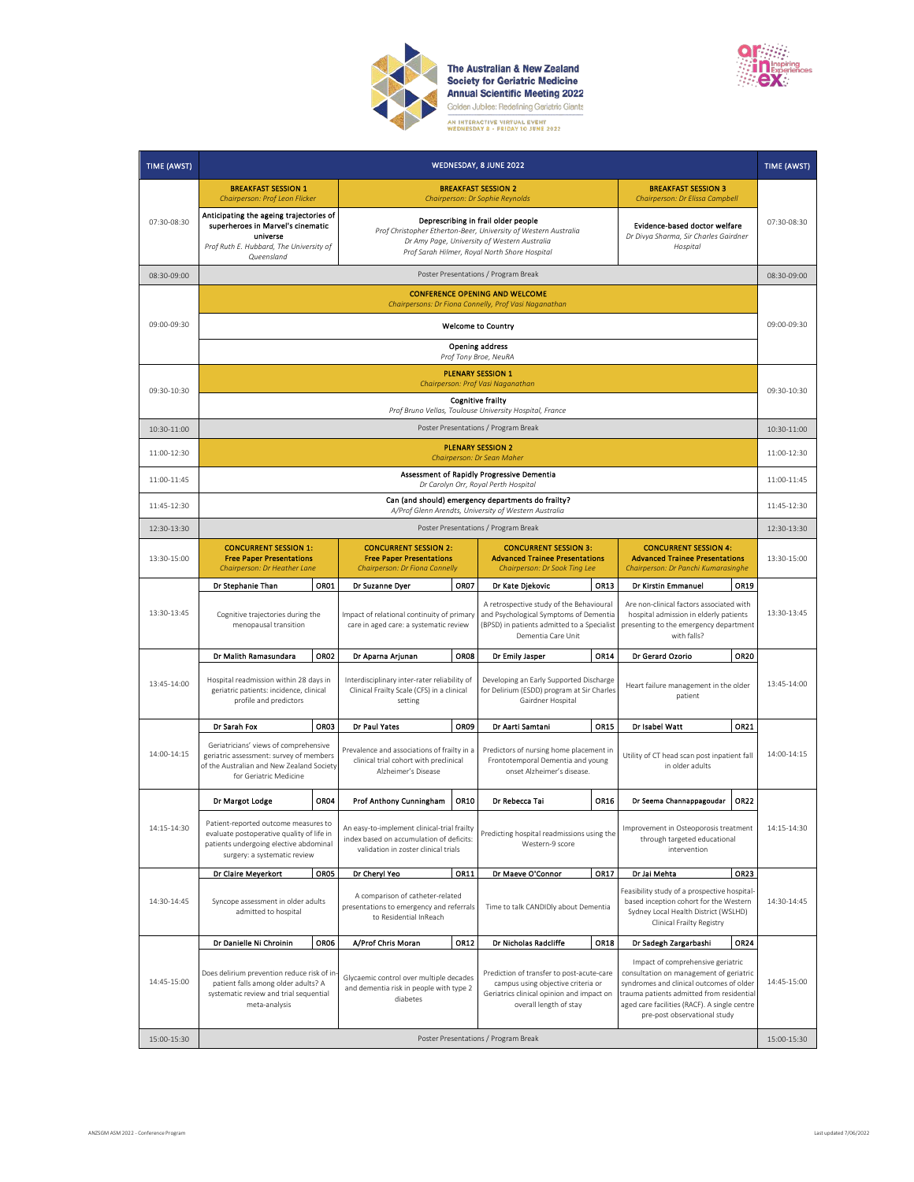**The Australian & New Zealand Society for Geriatric Medicine Annual Scientific Meeting 2022**

Golden Jubilee: Redefining Geriatric Giants

AN INTERACTIVE VIRTUAL EVENT
WEDNESDAY 8 - FRIDAY 10 JUNE 2022

arinex Inspiring Experiences

| TIME (AWST) | WEDNESDAY, 8 JUNE 2022 | | | | TIME (AWST) |
|---|---|---|---|---|---|
| 07:30-08:30 | **BREAKFAST SESSION 1** *Chairperson: Prof Leon Flicker* | **BREAKFAST SESSION 2** *Chairperson: Dr Sophie Reynolds* | | **BREAKFAST SESSION 3** *Chairperson: Dr Elissa Campbell* | 07:30-08:30 |
| 07:30-08:30 | **Anticipating the ageing trajectories of superheroes in Marvel's cinematic universe** *Prof Ruth E. Hubbard, The University of Queensland* | **Deprescribing in frail older people** *Prof Christopher Etherton-Beer, University of Western Australia; Dr Amy Page, University of Western Australia; Prof Sarah Hilmer, Royal North Shore Hospital* | | **Evidence-based doctor welfare** *Dr Divya Sharma, Sir Charles Gairdner Hospital* | 07:30-08:30 |
| 08:30-09:00 | Poster Presentations / Program Break | | | | 08:30-09:00 |
| 09:00-09:30 | **CONFERENCE OPENING AND WELCOME** *Chairpersons: Dr Fiona Connelly, Prof Vasi Naganathan* | | | | 09:00-09:30 |
| 09:00-09:30 | **Welcome to Country** | | | | 09:00-09:30 |
| 09:00-09:30 | **Opening address** *Prof Tony Broe, NeuRA* | | | | 09:00-09:30 |
| 09:30-10:30 | **PLENARY SESSION 1** *Chairperson: Prof Vasi Naganathan* | | | | 09:30-10:30 |
| 09:30-10:30 | **Cognitive frailty** *Prof Bruno Vellas, Toulouse University Hospital, France* | | | | 09:30-10:30 |
| 10:30-11:00 | Poster Presentations / Program Break | | | | 10:30-11:00 |
| 11:00-12:30 | **PLENARY SESSION 2** *Chairperson: Dr Sean Maher* | | | | 11:00-12:30 |
| 11:00-11:45 | **Assessment of Rapidly Progressive Dementia** *Dr Carolyn Orr, Royal Perth Hospital* | | | | 11:00-11:45 |
| 11:45-12:30 | **Can (and should) emergency departments do frailty?** *A/Prof Glenn Arendts, University of Western Australia* | | | | 11:45-12:30 |
| 12:30-13:30 | Poster Presentations / Program Break | | | | 12:30-13:30 |
| 13:30-15:00 | **CONCURRENT SESSION 1: Free Paper Presentations** *Chairperson: Dr Heather Lane* | **CONCURRENT SESSION 2: Free Paper Presentations** *Chairperson: Dr Fiona Connelly* | **CONCURRENT SESSION 3: Advanced Trainee Presentations** *Chairperson: Dr Sook Ting Lee* | **CONCURRENT SESSION 4: Advanced Trainee Presentations** *Chairperson: Dr Panchi Kumarasinghe* | 13:30-15:00 |
| 13:30-13:45 | **Dr Stephanie Than** OR01 — Cognitive trajectories during the menopausal transition | **Dr Suzanne Dyer** OR07 — Impact of relational continuity of primary care in aged care: a systematic review | **Dr Kate Djekovic** OR13 — A retrospective study of the Behavioural and Psychological Symptoms of Dementia (BPSD) in patients admitted to a Specialist Dementia Care Unit | **Dr Kirstin Emmanuel** OR19 — Are non-clinical factors associated with hospital admission in elderly patients presenting to the emergency department with falls? | 13:30-13:45 |
| 13:45-14:00 | **Dr Malith Ramasundara** OR02 — Hospital readmission within 28 days in geriatric patients: incidence, clinical profile and predictors | **Dr Aparna Arjunan** OR08 — Interdisciplinary inter-rater reliability of Clinical Frailty Scale (CFS) in a clinical setting | **Dr Emily Jasper** OR14 — Developing an Early Supported Discharge for Delirium (ESDD) program at Sir Charles Gairdner Hospital | **Dr Gerard Ozorio** OR20 — Heart failure management in the older patient | 13:45-14:00 |
| 14:00-14:15 | **Dr Sarah Fox** OR03 — Geriatricians' views of comprehensive geriatric assessment: survey of members of the Australian and New Zealand Society for Geriatric Medicine | **Dr Paul Yates** OR09 — Prevalence and associations of frailty in a clinical trial cohort with preclinical Alzheimer's Disease | **Dr Aarti Samtani** OR15 — Predictors of nursing home placement in Frontotemporal Dementia and young onset Alzheimer's disease. | **Dr Isabel Watt** OR21 — Utility of CT head scan post inpatient fall in older adults | 14:00-14:15 |
| 14:15-14:30 | **Dr Margot Lodge** OR04 — Patient-reported outcome measures to evaluate postoperative quality of life in patients undergoing elective abdominal surgery: a systematic review | **Prof Anthony Cunningham** OR10 — An easy-to-implement clinical-trial frailty index based on accumulation of deficits: validation in zoster clinical trials | **Dr Rebecca Tai** OR16 — Predicting hospital readmissions using the Western-9 score | **Dr Seema Channappagoudar** OR22 — Improvement in Osteoporosis treatment through targeted educational intervention | 14:15-14:30 |
| 14:30-14:45 | **Dr Claire Meyerkort** OR05 — Syncope assessment in older adults admitted to hospital | **Dr Cheryl Yeo** OR11 — A comparison of catheter-related presentations to emergency and referrals to Residential InReach | **Dr Maeve O'Connor** OR17 — Time to talk CANDIDly about Dementia | **Dr Jai Mehta** OR23 — Feasibility study of a prospective hospital-based inception cohort for the Western Sydney Local Health District (WSLHD) Clinical Frailty Registry | 14:30-14:45 |
| 14:45-15:00 | **Dr Danielle Ni Chroinin** OR06 — Does delirium prevention reduce risk of in-patient falls among older adults? A systematic review and trial sequential meta-analysis | **A/Prof Chris Moran** OR12 — Glycaemic control over multiple decades and dementia risk in people with type 2 diabetes | **Dr Nicholas Radcliffe** OR18 — Prediction of transfer to post-acute-care campus using objective criteria or Geriatrics clinical opinion and impact on overall length of stay | **Dr Sadegh Zargarbashi** OR24 — Impact of comprehensive geriatric consultation on management of geriatric syndromes and clinical outcomes of older trauma patients admitted from residential aged care facilities (RACF). A single centre pre-post observational study | 14:45-15:00 |
| 15:00-15:30 | Poster Presentations / Program Break | | | | 15:00-15:30 |

ANZSGM ASM 2022 - Conference Program

Last updated 7/06/2022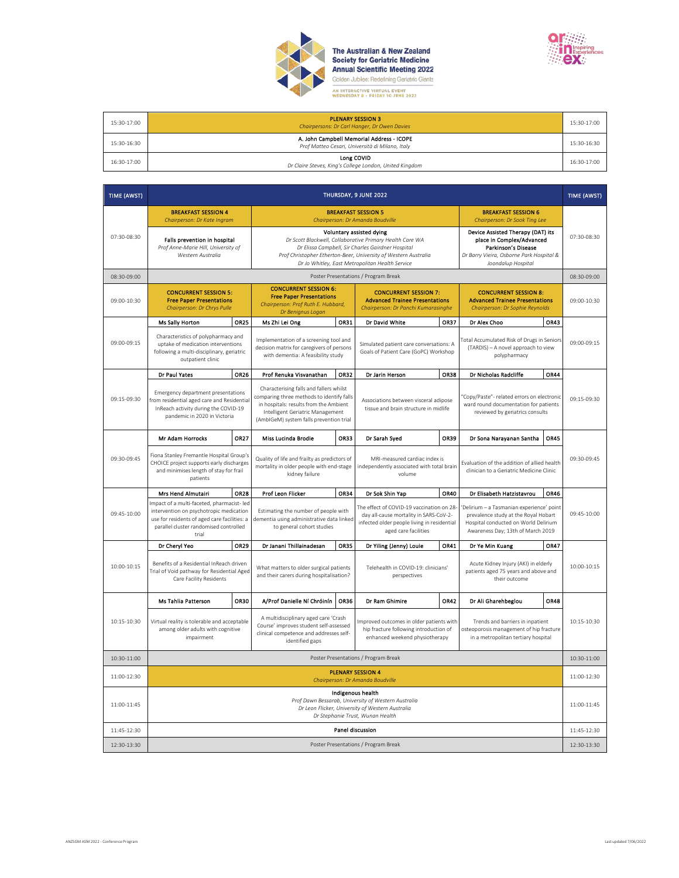The Australian & New Zealand Society for Geriatric Medicine Annual Scientific Meeting 2022

Golden Jubilee: Redefining Geriatric Giants

AN INTERACTIVE VIRTUAL EVENT WEDNESDAY 8 - FRIDAY 10 JUNE 2022

| | | |
|---|---|---|
| 15:30-17:00 | **PLENARY SESSION 3**<br>*Chairpersons: Dr Carl Hanger, Dr Owen Davies* | 15:30-17:00 |
| 15:30-16:30 | A. John Campbell Memorial Address - ICOPE<br>*Prof Matteo Cesari, Università di Milano, Italy* | 15:30-16:30 |
| 16:30-17:00 | Long COVID<br>*Dr Claire Steves, King's College London, United Kingdom* | 16:30-17:00 |

| TIME (AWST) | THURSDAY, 9 JUNE 2022 | | | | TIME (AWST) |
|---|---|---|---|---|---|
| 07:30-08:30 | **BREAKFAST SESSION 4**<br>*Chairperson: Dr Kate Ingram* | **BREAKFAST SESSION 5**<br>*Chairperson: Dr Amanda Boudville* | | **BREAKFAST SESSION 6**<br>*Chairperson: Dr Sook Ting Lee* | 07:30-08:30 |
| 07:30-08:30 | **Falls prevention in hospital**<br>*Prof Anne-Marie Hill, University of Western Australia* | **Voluntary assisted dying**<br>*Dr Scott Blackwell, Collaborative Primary Health Care WA*<br>*Dr Elissa Campbell, Sir Charles Gairdner Hospital*<br>*Prof Christopher Etherton-Beer, University of Western Australia*<br>*Dr Jo Whitley, East Metropolitan Health Service* | | **Device Assisted Therapy (DAT) its place in Complex/Advanced Parkinson's Disease**<br>*Dr Barry Vieira, Osborne Park Hospital & Joondalup Hospital* | 07:30-08:30 |
| 08:30-09:00 | Poster Presentations / Program Break | | | | 08:30-09:00 |
| 09:00-10:30 | **CONCURRENT SESSION 5: Free Paper Presentations**<br>*Chairperson: Dr Chrys Pulle* | **CONCURRENT SESSION 6: Free Paper Presentations**<br>*Chairperson: Prof Ruth E. Hubbard, Dr Benignus Logan* | **CONCURRENT SESSION 7: Advanced Trainee Presentations**<br>*Chairperson: Dr Panchi Kumarasinghe* | **CONCURRENT SESSION 8: Advanced Trainee Presentations**<br>*Chairperson: Dr Sophie Reynolds* | 09:00-10:30 |
| 09:00-09:15 | **Ms Sally Horton** (OR25)<br>Characteristics of polypharmacy and uptake of medication interventions following a multi-disciplinary, geriatric outpatient clinic | **Ms Zhi Lei Ong** (OR31)<br>Implementation of a screening tool and decision matrix for caregivers of persons with dementia: A feasibility study | **Dr David White** (OR37)<br>Simulated patient care conversations: A Goals of Patient Care (GoPC) Workshop | **Dr Alex Choo** (OR43)<br>Total Accumulated Risk of Drugs in Seniors (TARDIS) – A novel approach to view polypharmacy | 09:00-09:15 |
| 09:15-09:30 | **Dr Paul Yates** (OR26)<br>Emergency department presentations from residential aged care and Residential InReach activity during the COVID-19 pandemic in 2020 in Victoria | **Prof Renuka Visvanathan** (OR32)<br>Characterising falls and fallers whilst comparing three methods to identify falls in hospitals: results from the Ambient Intelligent Geriatric Management (AmbIGeM) system falls prevention trial | **Dr Jarin Herson** (OR38)<br>Associations between visceral adipose tissue and brain structure in midlife | **Dr Nicholas Radcliffe** (OR44)<br>"Copy/Paste"- related errors on electronic ward round documentation for patients reviewed by geriatrics consults | 09:15-09:30 |
| 09:30-09:45 | **Mr Adam Horrocks** (OR27)<br>Fiona Stanley Fremantle Hospital Group's CHOICE project supports early discharges and minimises length of stay for frail patients | **Miss Lucinda Brodie** (OR33)<br>Quality of life and frailty as predictors of mortality in older people with end-stage kidney failure | **Dr Sarah Syed** (OR39)<br>MRI-measured cardiac index is independently associated with total brain volume | **Dr Sona Narayanan Santha** (OR45)<br>Evaluation of the addition of allied health clinician to a Geriatric Medicine Clinic | 09:30-09:45 |
| 09:45-10:00 | **Mrs Hend Almutairi** (OR28)<br>Impact of a multi-faceted, pharmacist- led intervention on psychotropic medication use for residents of aged care facilities: a parallel cluster randomised controlled trial | **Prof Leon Flicker** (OR34)<br>Estimating the number of people with dementia using administrative data linked to general cohort studies | **Dr Sok Shin Yap** (OR40)<br>The effect of COVID-19 vaccination on 28-day all-cause mortality in SARS-CoV-2-infected older people living in residential aged care facilities | **Dr Elisabeth Hatzistavrou** (OR46)<br>'Delirium – a Tasmanian experience' point prevalence study at the Royal Hobart Hospital conducted on World Delirium Awareness Day; 13th of March 2019 | 09:45-10:00 |
| 10:00-10:15 | **Dr Cheryl Yeo** (OR29)<br>Benefits of a Residential InReach driven Trial of Void pathway for Residential Aged Care Facility Residents | **Dr Janani Thillainadesan** (OR35)<br>What matters to older surgical patients and their carers during hospitalisation? | **Dr Yiling (Jenny) Louie** (OR41)<br>Telehealth in COVID-19: clinicians' perspectives | **Dr Ye Min Kuang** (OR47)<br>Acute Kidney Injury (AKI) in elderly patients aged 75 years and above and their outcome | 10:00-10:15 |
| 10:15-10:30 | **Ms Tahlia Patterson** (OR30)<br>Virtual reality is tolerable and acceptable among older adults with cognitive impairment | **A/Prof Danielle Ní Chróinín** (OR36)<br>A multidisciplinary aged care 'Crash Course' improves student self-assessed clinical competence and addresses self-identified gaps | **Dr Ram Ghimire** (OR42)<br>Improved outcomes in older patients with hip fracture following introduction of enhanced weekend physiotherapy | **Dr Ali Gharehbeglou** (OR48)<br>Trends and barriers in inpatient osteoporosis management of hip fracture in a metropolitan tertiary hospital | 10:15-10:30 |
| 10:30-11:00 | Poster Presentations / Program Break | | | | 10:30-11:00 |
| 11:00-12:30 | **PLENARY SESSION 4**<br>*Chairperson: Dr Amanda Boudville* | | | | 11:00-12:30 |
| 11:00-11:45 | **Indigenous health**<br>*Prof Dawn Bessarab, University of Western Australia*<br>*Dr Leon Flicker, University of Western Australia*<br>*Dr Stephanie Trust, Wunan Health* | | | | 11:00-11:45 |
| 11:45-12:30 | **Panel discussion** | | | | 11:45-12:30 |
| 12:30-13:30 | Poster Presentations / Program Break | | | | 12:30-13:30 |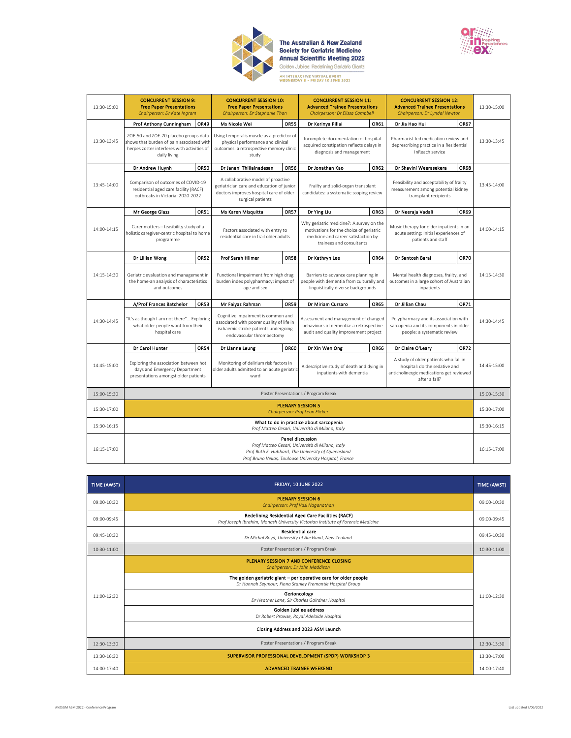| | | | | | |
|---|---|---|---|---|---|
| 13:30-15:00 | **CONCURRENT SESSION 9: Free Paper Presentations** *Chairperson: Dr Kate Ingram* | **CONCURRENT SESSION 10: Free Paper Presentations** *Chairperson: Dr Stephanie Than* | **CONCURRENT SESSION 11: Advanced Trainee Presentations** *Chairperson: Dr Elissa Campbell* | **CONCURRENT SESSION 12: Advanced Trainee Presentations** *Chairperson: Dr Lyndal Newton* | 13:30-15:00 |
| 13:30-13:45 | **Prof Anthony Cunningham** **OR49** ZOE-50 and ZOE-70 placebo groups data shows that burden of pain associated with herpes zoster interferes with activities of daily living | **Ms Nicole Wei** **OR55** Using temporalis muscle as a predictor of physical performance and clinical outcomes: a retrospective memory clinic study | **Dr Kerinya Pillai** **OR61** Incomplete documentation of hospital acquired constipation reflects delays in diagnosis and management | **Dr Jia Hao Hui** **OR67** Pharmacist-led medication review and deprescribing practice in a Residential InReach service | 13:30-13:45 |
| 13:45-14:00 | **Dr Andrew Huynh** **OR50** Comparison of outcomes of COVID-19 residential aged care facility (RACF) outbreaks in Victoria: 2020-2022 | **Dr Janani Thillainadesan** **OR56** A collaborative model of proactive geriatrician care and education of junior doctors improves hospital care of older surgical patients | **Dr Jonathan Kao** **OR62** Frailty and solid-organ transplant candidates: a systematic scoping review | **Dr Shavini Weerasekera** **OR68** Feasibility and acceptability of frailty measurement among potential kidney transplant recipients | 13:45-14:00 |
| 14:00-14:15 | **Mr George Glass** **OR51** Carer matters – feasibility study of a holistic caregiver-centric hospital to home programme | **Ms Karen Misquitta** **OR57** Factors associated with entry to residential care in frail older adults | **Dr Ying Liu** **OR63** Why geriatric medicine?: A survey on the motivations for the choice of geriatric medicine and career satisfaction by trainees and consultants | **Dr Neeraja Vadali** **OR69** Music therapy for older inpatients in an acute setting: Initial experiences of patients and staff | 14:00-14:15 |
| 14:15-14:30 | **Dr Lillian Wong** **OR52** Geriatric evaluation and management in the home-an analysis of characteristics and outcomes | **Prof Sarah Hilmer** **OR58** Functional impairment from high drug burden index polypharmacy: impact of age and sex | **Dr Kathryn Lee** **OR64** Barriers to advance care planning in people with dementia from culturally and linguistically diverse backgrounds | **Dr Santosh Baral** **OR70** Mental health diagnoses, frailty, and outcomes in a large cohort of Australian inpatients | 14:15-14:30 |
| 14:30-14:45 | **A/Prof Frances Batchelor** **OR53** "It's as though I am not there"... Exploring what older people want from their hospital care | **Mr Faiyaz Rahman** **OR59** Cognitive impairment is common and associated with poorer quality of life in ischaemic stroke patients undergoing endovascular thrombectomy | **Dr Miriam Cursaro** **OR65** Assessment and management of changed behaviours of dementia: a retrospective audit and quality improvement project | **Dr Jillian Chau** **OR71** Polypharmacy and its association with sarcopenia and its components in older people: a systematic review | 14:30-14:45 |
| 14:45-15:00 | **Dr Carol Hunter** **OR54** Exploring the association between hot days and Emergency Department presentations amongst older patients | **Dr Lianne Leung** **OR60** Monitoring of delirium risk factors In older adults admitted to an acute geriatric ward | **Dr Xin Wen Ong** **OR66** A descriptive study of death and dying in inpatients with dementia | **Dr Claire O'Leary** **OR72** A study of older patients who fall in hospital: do the sedative and anticholinergic medications get reviewed after a fall? | 14:45-15:00 |
| 15:00-15:30 | Poster Presentations / Program Break | | | | 15:00-15:30 |
| 15:30-17:00 | **PLENARY SESSION 5** *Chairperson: Prof Leon Flicker* | | | | 15:30-17:00 |
| 15:30-16:15 | **What to do in practice about sarcopenia** *Prof Matteo Cesari, Università di Milano, Italy* | | | | 15:30-16:15 |
| 16:15-17:00 | **Panel discussion** *Prof Matteo Cesari, Università di Milano, Italy* *Prof Ruth E. Hubbard, The University of Queensland* *Prof Bruno Vellas, Toulouse University Hospital, France* | | | | 16:15-17:00 |

| TIME (AWST) | FRIDAY, 10 JUNE 2022 | TIME (AWST) |
|---|---|---|
| 09:00-10:30 | **PLENARY SESSION 6** *Chairperson: Prof Vasi Naganathan* | 09:00-10:30 |
| 09:00-09:45 | **Redefining Residential Aged Care Facilities (RACF)** *Prof Joseph Ibrahim, Monash University Victorian Institute of Forensic Medicine* | 09:00-09:45 |
| 09:45-10:30 | **Residential care** *Dr Michal Boyd, University of Auckland, New Zealand* | 09:45-10:30 |
| 10:30-11:00 | Poster Presentations / Program Break | 10:30-11:00 |
| 11:00-12:30 | **PLENARY SESSION 7 AND CONFERENCE CLOSING** *Chairperson: Dr John Maddison* | 11:00-12:30 |
| | **The golden geriatric giant – perioperative care for older people** *Dr Hannah Seymour, Fiona Stanley Fremantle Hospital Group* | |
| | **Gerioncology** *Dr Heather Lane, Sir Charles Gairdner Hospital* | |
| | **Golden Jubilee address** *Dr Robert Prowse, Royal Adelaide Hospital* | |
| | **Closing Address and 2023 ASM Launch** | |
| 12:30-13:30 | Poster Presentations / Program Break | 12:30-13:30 |
| 13:30-16:30 | **SUPERVISOR PROFESSIONAL DEVELOPMENT (SPDP) WORKSHOP 3** | 13:30-17:00 |
| 14:00-17:40 | **ADVANCED TRAINEE WEEKEND** | 14:00-17:40 |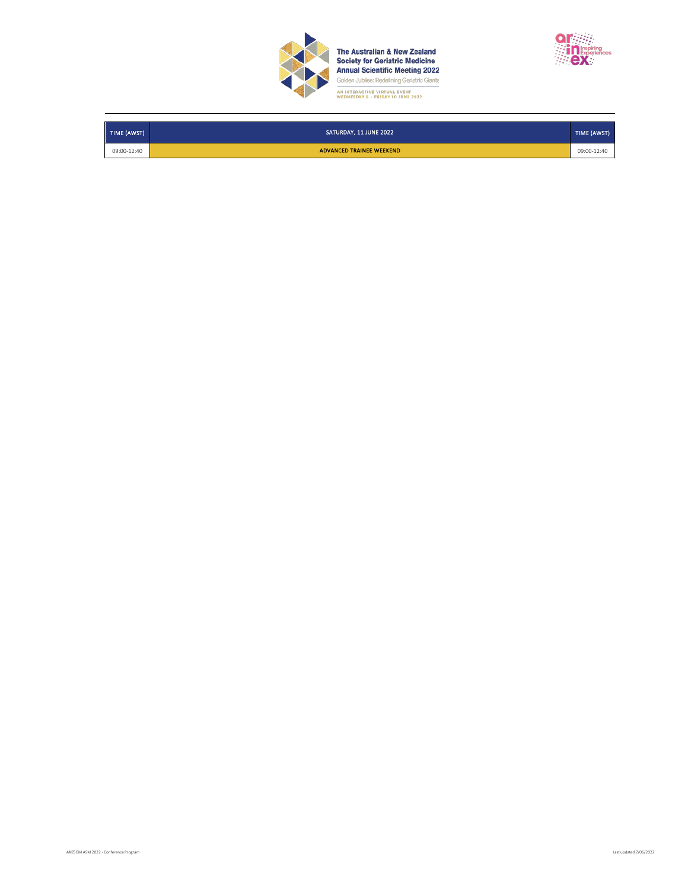The Australian & New Zealand Society for Geriatric Medicine Annual Scientific Meeting 2022

Golden Jubilee: Redefining Geriatric Giants

AN INTERACTIVE VIRTUAL EVENT
WEDNESDAY 8 - FRIDAY 10 JUNE 2022

| TIME (AWST) | SATURDAY, 11 JUNE 2022 | TIME (AWST) |
| --- | --- | --- |
| 09:00-12:40 | **ADVANCED TRAINEE WEEKEND** | 09:00-12:40 |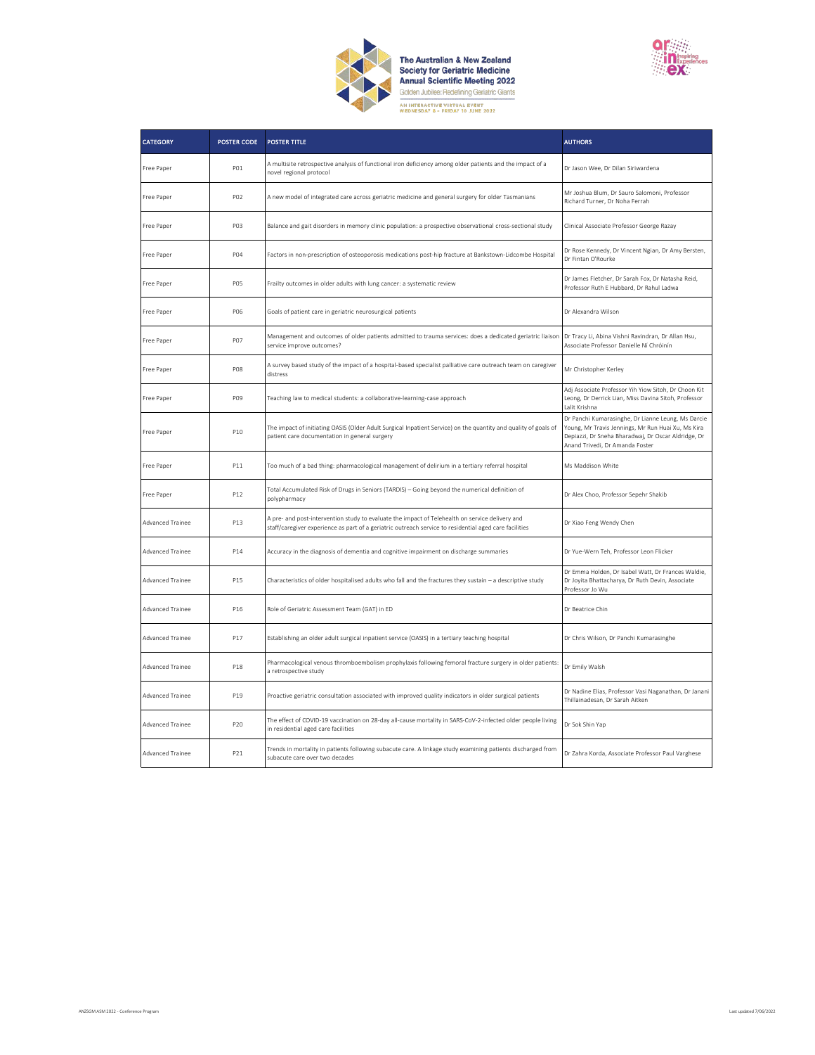The Australian & New Zealand Society for Geriatric Medicine Annual Scientific Meeting 2022

Golden Jubilee: Redefining Geriatric Giants

AN INTERACTIVE VIRTUAL EVENT WEDNESDAY 8 - FRIDAY 10 JUNE 2022

| CATEGORY | POSTER CODE | POSTER TITLE | AUTHORS |
|---|---|---|---|
| Free Paper | P01 | A multisite retrospective analysis of functional iron deficiency among older patients and the impact of a novel regional protocol | Dr Jason Wee, Dr Dilan Siriwardena |
| Free Paper | P02 | A new model of integrated care across geriatric medicine and general surgery for older Tasmanians | Mr Joshua Blum, Dr Sauro Salomoni, Professor Richard Turner, Dr Noha Ferrah |
| Free Paper | P03 | Balance and gait disorders in memory clinic population: a prospective observational cross-sectional study | Clinical Associate Professor George Razay |
| Free Paper | P04 | Factors in non-prescription of osteoporosis medications post-hip fracture at Bankstown-Lidcombe Hospital | Dr Rose Kennedy, Dr Vincent Ngian, Dr Amy Bersten, Dr Fintan O'Rourke |
| Free Paper | P05 | Frailty outcomes in older adults with lung cancer: a systematic review | Dr James Fletcher, Dr Sarah Fox, Dr Natasha Reid, Professor Ruth E Hubbard, Dr Rahul Ladwa |
| Free Paper | P06 | Goals of patient care in geriatric neurosurgical patients | Dr Alexandra Wilson |
| Free Paper | P07 | Management and outcomes of older patients admitted to trauma services: does a dedicated geriatric liaison service improve outcomes? | Dr Tracy Li, Abina Vishni Ravindran, Dr Allan Hsu, Associate Professor Danielle Ní Chróinín |
| Free Paper | P08 | A survey based study of the impact of a hospital-based specialist palliative care outreach team on caregiver distress | Mr Christopher Kerley |
| Free Paper | P09 | Teaching law to medical students: a collaborative-learning-case approach | Adj Associate Professor Yih Yiow Sitoh, Dr Choon Kit Leong, Dr Derrick Lian, Miss Davina Sitoh, Professor Lalit Krishna |
| Free Paper | P10 | The impact of initiating OASIS (Older Adult Surgical Inpatient Service) on the quantity and quality of goals of patient care documentation in general surgery | Dr Panchi Kumarasinghe, Dr Lianne Leung, Ms Darcie Young, Mr Travis Jennings, Mr Run Huai Xu, Ms Kira Depiazzi, Dr Sneha Bharadwaj, Dr Oscar Aldridge, Dr Anand Trivedi, Dr Amanda Foster |
| Free Paper | P11 | Too much of a bad thing: pharmacological management of delirium in a tertiary referral hospital | Ms Maddison White |
| Free Paper | P12 | Total Accumulated Risk of Drugs in Seniors (TARDIS) – Going beyond the numerical definition of polypharmacy | Dr Alex Choo, Professor Sepehr Shakib |
| Advanced Trainee | P13 | A pre- and post-intervention study to evaluate the impact of Telehealth on service delivery and staff/caregiver experience as part of a geriatric outreach service to residential aged care facilities | Dr Xiao Feng Wendy Chen |
| Advanced Trainee | P14 | Accuracy in the diagnosis of dementia and cognitive impairment on discharge summaries | Dr Yue-Wern Teh, Professor Leon Flicker |
| Advanced Trainee | P15 | Characteristics of older hospitalised adults who fall and the fractures they sustain – a descriptive study | Dr Emma Holden, Dr Isabel Watt, Dr Frances Waldie, Dr Joyita Bhattacharya, Dr Ruth Devin, Associate Professor Jo Wu |
| Advanced Trainee | P16 | Role of Geriatric Assessment Team (GAT) in ED | Dr Beatrice Chin |
| Advanced Trainee | P17 | Establishing an older adult surgical inpatient service (OASIS) in a tertiary teaching hospital | Dr Chris Wilson, Dr Panchi Kumarasinghe |
| Advanced Trainee | P18 | Pharmacological venous thromboembolism prophylaxis following femoral fracture surgery in older patients: a retrospective study | Dr Emily Walsh |
| Advanced Trainee | P19 | Proactive geriatric consultation associated with improved quality indicators in older surgical patients | Dr Nadine Elias, Professor Vasi Naganathan, Dr Janani Thillainadesan, Dr Sarah Aitken |
| Advanced Trainee | P20 | The effect of COVID-19 vaccination on 28-day all-cause mortality in SARS-CoV-2-infected older people living in residential aged care facilities | Dr Sok Shin Yap |
| Advanced Trainee | P21 | Trends in mortality in patients following subacute care. A linkage study examining patients discharged from subacute care over two decades | Dr Zahra Korda, Associate Professor Paul Varghese |